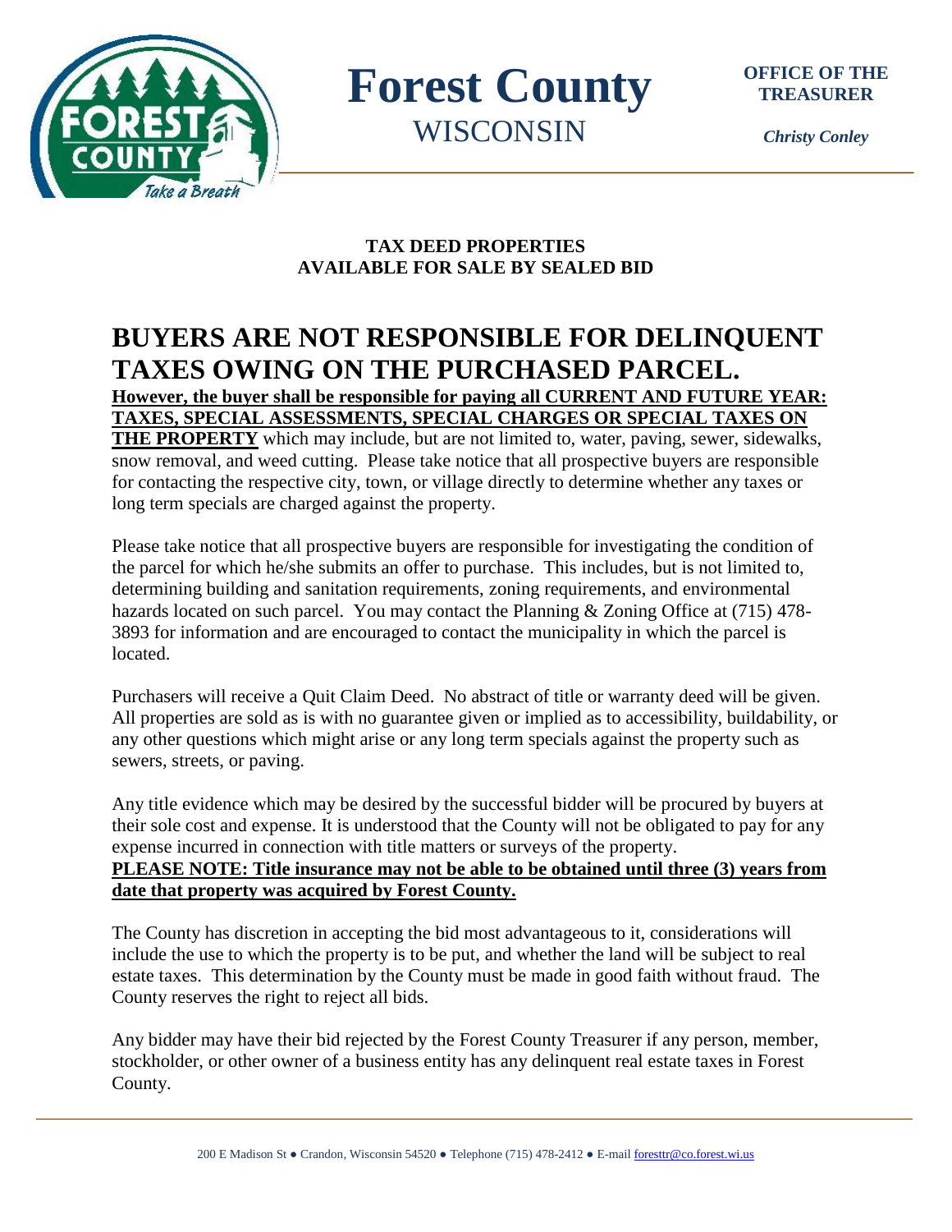# Forest County
WISCONSIN

**OFFICE OF THE TREASURER**

*Christy Conley*

**TAX DEED PROPERTIES**
**AVAILABLE FOR SALE BY SEALED BID**

# BUYERS ARE NOT RESPONSIBLE FOR DELINQUENT TAXES OWING ON THE PURCHASED PARCEL.

**However, the buyer shall be responsible for paying all CURRENT AND FUTURE YEAR: TAXES, SPECIAL ASSESSMENTS, SPECIAL CHARGES OR SPECIAL TAXES ON THE PROPERTY** which may include, but are not limited to, water, paving, sewer, sidewalks, snow removal, and weed cutting. Please take notice that all prospective buyers are responsible for contacting the respective city, town, or village directly to determine whether any taxes or long term specials are charged against the property.

Please take notice that all prospective buyers are responsible for investigating the condition of the parcel for which he/she submits an offer to purchase. This includes, but is not limited to, determining building and sanitation requirements, zoning requirements, and environmental hazards located on such parcel. You may contact the Planning & Zoning Office at (715) 478-3893 for information and are encouraged to contact the municipality in which the parcel is located.

Purchasers will receive a Quit Claim Deed. No abstract of title or warranty deed will be given. All properties are sold as is with no guarantee given or implied as to accessibility, buildability, or any other questions which might arise or any long term specials against the property such as sewers, streets, or paving.

Any title evidence which may be desired by the successful bidder will be procured by buyers at their sole cost and expense. It is understood that the County will not be obligated to pay for any expense incurred in connection with title matters or surveys of the property.
**PLEASE NOTE: Title insurance may not be able to be obtained until three (3) years from date that property was acquired by Forest County.**

The County has discretion in accepting the bid most advantageous to it, considerations will include the use to which the property is to be put, and whether the land will be subject to real estate taxes. This determination by the County must be made in good faith without fraud. The County reserves the right to reject all bids.

Any bidder may have their bid rejected by the Forest County Treasurer if any person, member, stockholder, or other owner of a business entity has any delinquent real estate taxes in Forest County.

200 E Madison St ● Crandon, Wisconsin 54520 ● Telephone (715) 478-2412 ● E-mail foresttr@co.forest.wi.us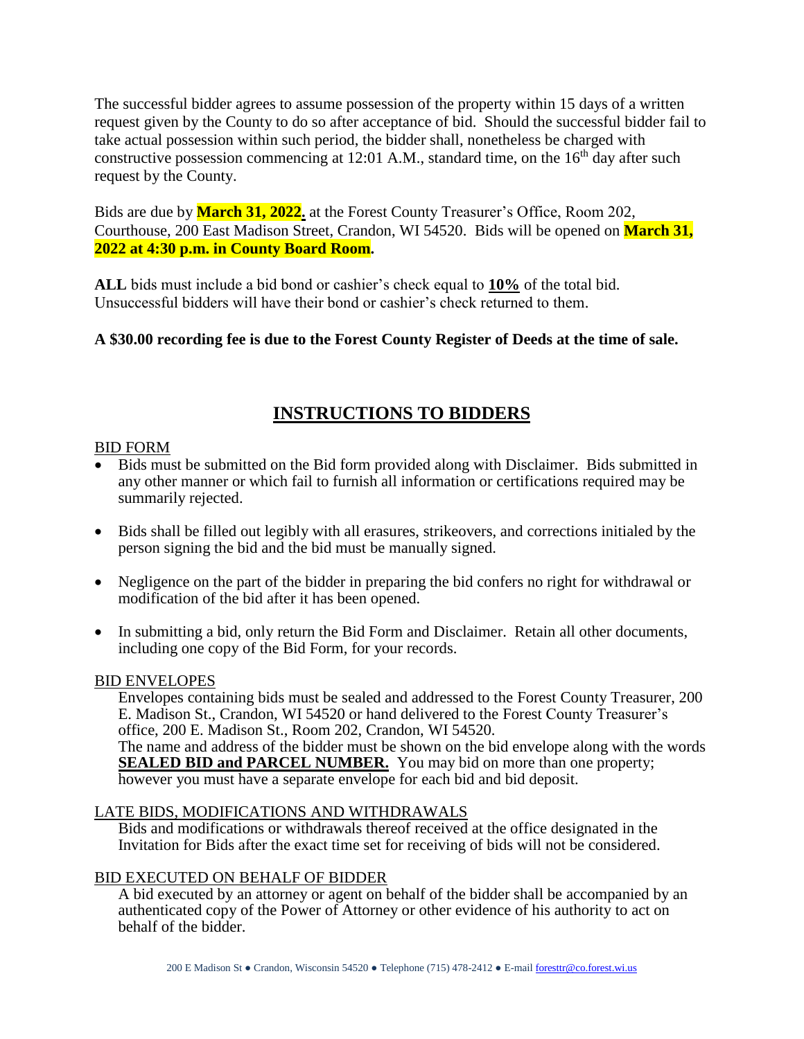The successful bidder agrees to assume possession of the property within 15 days of a written request given by the County to do so after acceptance of bid. Should the successful bidder fail to take actual possession within such period, the bidder shall, nonetheless be charged with constructive possession commencing at 12:01 A.M., standard time, on the 16th day after such request by the County.

Bids are due by **March 31, 2022.** at the Forest County Treasurer's Office, Room 202, Courthouse, 200 East Madison Street, Crandon, WI 54520. Bids will be opened on **March 31, 2022 at 4:30 p.m. in County Board Room.**

**ALL** bids must include a bid bond or cashier's check equal to **10%** of the total bid. Unsuccessful bidders will have their bond or cashier's check returned to them.

**A $30.00 recording fee is due to the Forest County Register of Deeds at the time of sale.**

## INSTRUCTIONS TO BIDDERS

BID FORM

- Bids must be submitted on the Bid form provided along with Disclaimer. Bids submitted in any other manner or which fail to furnish all information or certifications required may be summarily rejected.
- Bids shall be filled out legibly with all erasures, strikeovers, and corrections initialed by the person signing the bid and the bid must be manually signed.
- Negligence on the part of the bidder in preparing the bid confers no right for withdrawal or modification of the bid after it has been opened.
- In submitting a bid, only return the Bid Form and Disclaimer. Retain all other documents, including one copy of the Bid Form, for your records.

BID ENVELOPES

Envelopes containing bids must be sealed and addressed to the Forest County Treasurer, 200 E. Madison St., Crandon, WI 54520 or hand delivered to the Forest County Treasurer's office, 200 E. Madison St., Room 202, Crandon, WI 54520.
The name and address of the bidder must be shown on the bid envelope along with the words **SEALED BID and PARCEL NUMBER.** You may bid on more than one property; however you must have a separate envelope for each bid and bid deposit.

LATE BIDS, MODIFICATIONS AND WITHDRAWALS

Bids and modifications or withdrawals thereof received at the office designated in the Invitation for Bids after the exact time set for receiving of bids will not be considered.

BID EXECUTED ON BEHALF OF BIDDER

A bid executed by an attorney or agent on behalf of the bidder shall be accompanied by an authenticated copy of the Power of Attorney or other evidence of his authority to act on behalf of the bidder.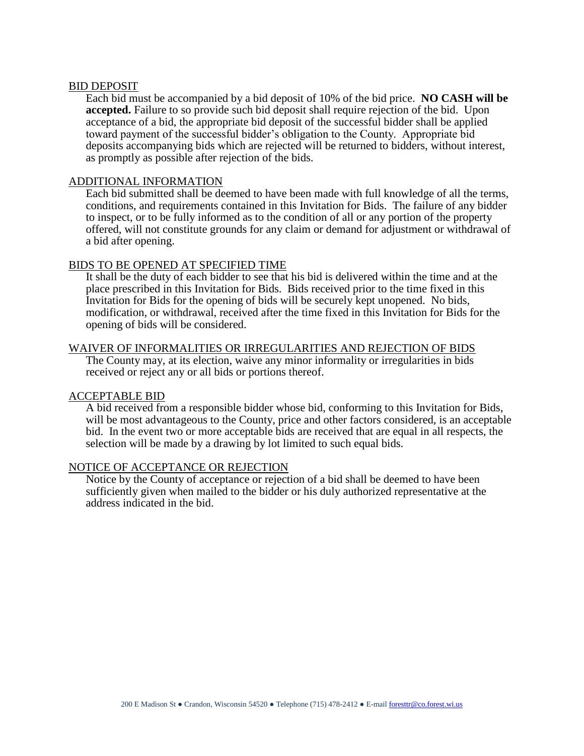## BID DEPOSIT

Each bid must be accompanied by a bid deposit of 10% of the bid price. **NO CASH will be accepted.** Failure to so provide such bid deposit shall require rejection of the bid. Upon acceptance of a bid, the appropriate bid deposit of the successful bidder shall be applied toward payment of the successful bidder's obligation to the County. Appropriate bid deposits accompanying bids which are rejected will be returned to bidders, without interest, as promptly as possible after rejection of the bids.

## ADDITIONAL INFORMATION

Each bid submitted shall be deemed to have been made with full knowledge of all the terms, conditions, and requirements contained in this Invitation for Bids. The failure of any bidder to inspect, or to be fully informed as to the condition of all or any portion of the property offered, will not constitute grounds for any claim or demand for adjustment or withdrawal of a bid after opening.

## BIDS TO BE OPENED AT SPECIFIED TIME

It shall be the duty of each bidder to see that his bid is delivered within the time and at the place prescribed in this Invitation for Bids. Bids received prior to the time fixed in this Invitation for Bids for the opening of bids will be securely kept unopened. No bids, modification, or withdrawal, received after the time fixed in this Invitation for Bids for the opening of bids will be considered.

## WAIVER OF INFORMALITIES OR IRREGULARITIES AND REJECTION OF BIDS

The County may, at its election, waive any minor informality or irregularities in bids received or reject any or all bids or portions thereof.

## ACCEPTABLE BID

A bid received from a responsible bidder whose bid, conforming to this Invitation for Bids, will be most advantageous to the County, price and other factors considered, is an acceptable bid. In the event two or more acceptable bids are received that are equal in all respects, the selection will be made by a drawing by lot limited to such equal bids.

## NOTICE OF ACCEPTANCE OR REJECTION

Notice by the County of acceptance or rejection of a bid shall be deemed to have been sufficiently given when mailed to the bidder or his duly authorized representative at the address indicated in the bid.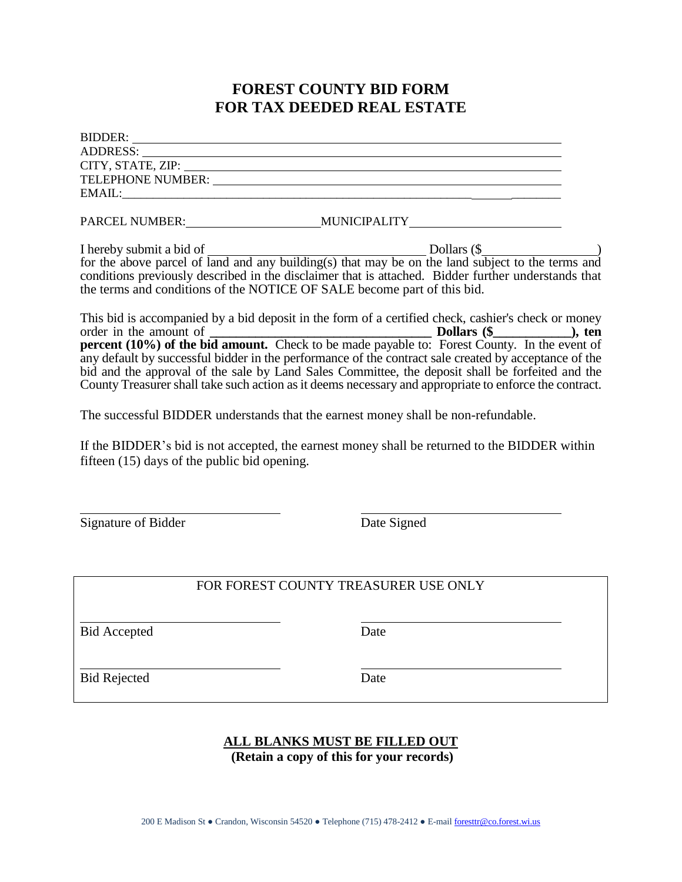# FOREST COUNTY BID FORM
# FOR TAX DEEDED REAL ESTATE

BIDDER: ______________________________________________________________

ADDRESS: ______________________________________________________________

CITY, STATE, ZIP: ______________________________________________________

TELEPHONE NUMBER: ___________________________________________________

EMAIL:_________________________________________________________________

PARCEL NUMBER: ______________________ MUNICIPALITY ________________________

I hereby submit a bid of ________________________________ Dollars ($________________) for the above parcel of land and any building(s) that may be on the land subject to the terms and conditions previously described in the disclaimer that is attached. Bidder further understands that the terms and conditions of the NOTICE OF SALE become part of this bid.

This bid is accompanied by a bid deposit in the form of a certified check, cashier's check or money order in the amount of **__________________________________ Dollars ($___________), ten percent (10%) of the bid amount.** Check to be made payable to: Forest County. In the event of any default by successful bidder in the performance of the contract sale created by acceptance of the bid and the approval of the sale by Land Sales Committee, the deposit shall be forfeited and the County Treasurer shall take such action as it deems necessary and appropriate to enforce the contract.

The successful BIDDER understands that the earnest money shall be non-refundable.

If the BIDDER's bid is not accepted, the earnest money shall be returned to the BIDDER within fifteen (15) days of the public bid opening.

______________________________ ______________________________

Signature of Bidder Date Signed

FOR FOREST COUNTY TREASURER USE ONLY

______________________________ ______________________________

Bid Accepted Date

______________________________ ______________________________

Bid Rejected Date

**ALL BLANKS MUST BE FILLED OUT**

**(Retain a copy of this for your records)**

200 E Madison St ● Crandon, Wisconsin 54520 ● Telephone (715) 478-2412 ● E-mail foresttr@co.forest.wi.us